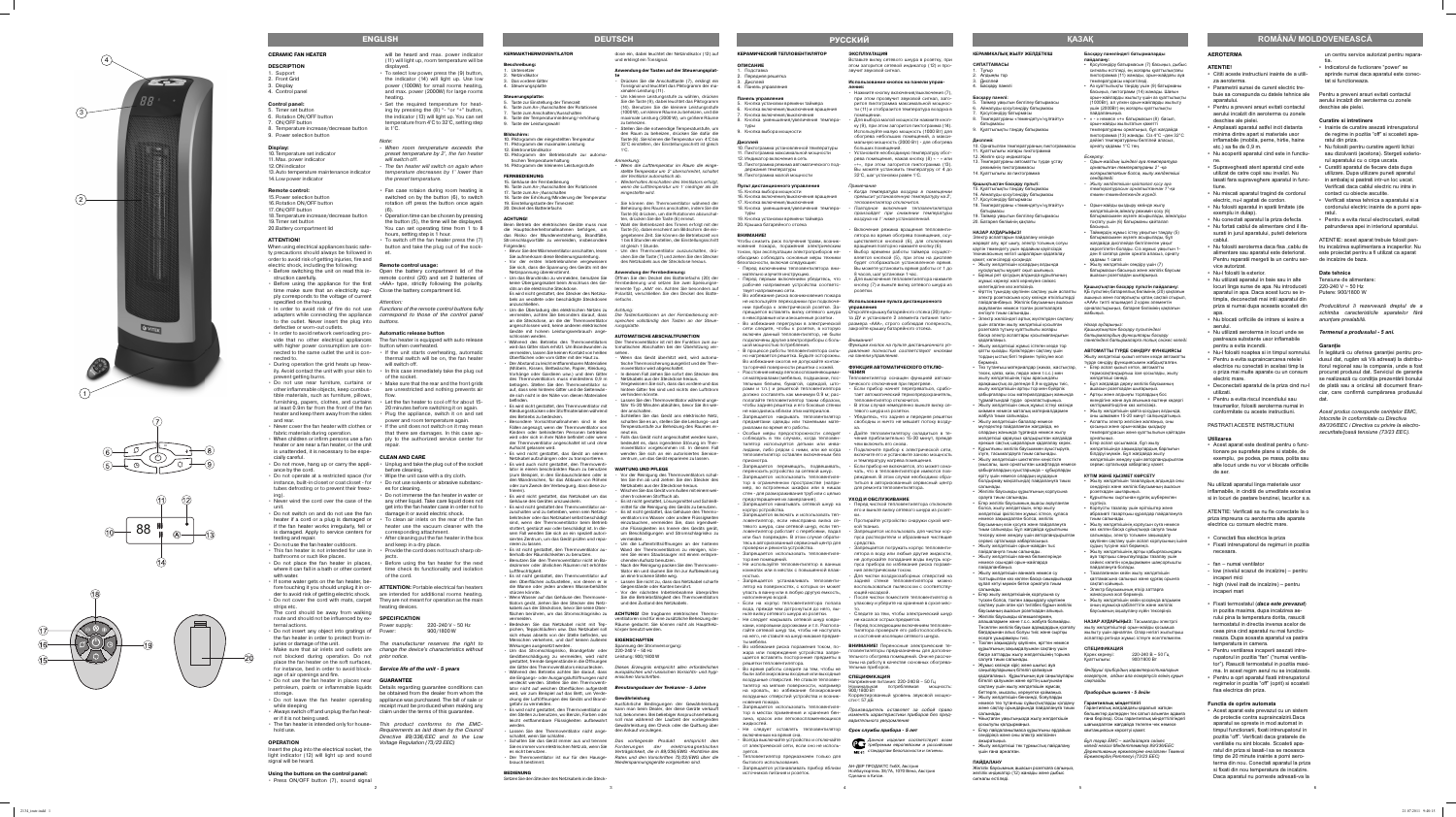# ENGLISH

## CERAMIC FAN HEATER

### DESCRIPTION

1. Support
2. Front Grid
3. Display
4. Control panel

### Control panel:

5. Timer set button
6. Rotation ON/OFF button
7. ON/OFF button
8. Temperature increase/decrease button
9. Power selection button

### Display:

10. Temperature set indicator
11. Max. power indicator
12. ON indicator
13. Auto temperature maintenance indicator
14. Low power indicator

### Remote control:

15. Power selection button
16. Rotation ON/OFF button
17. ON/OFF button
18. Temperature increase/decrease button
19. Timer set button
20. Battery compartment lid

### ATTENTION!

When using electrical appliance basic safety precautions should always be followed in order to avoid risk of getting injuries, fire and electric shock, including the following:

- Before switching the unit on read this instruction carefully.
- Before using the appliance for the first time make sure that an electricity supply corresponds to the voltage of current specified on the housing.
- In order to avoid risk of fire do not use adapters while connecting the appliance to the outlet. Never insert the plug into defective or worn-out outlets.
- In order to avoid network overloading provide that no other electrical appliances with higher power consumption are connected to the same outlet with the unit connected.
- During operation the grid heats up heavily. Avoid contact the unit with your skin to prevent getting burns.
- Do not use near furniture, curtains or other inflammable objects, keep combustible materials, such as furniture, pillows, furnishing, papers, clothes, and curtains at least 0.9m far from the front of the fan heater and keep them away from the sides and rear.
- Never cover the fan heater with clothes or fabric materials during operation.
- When children or infirm persons use a fan heater or are near a fan heater, or the unit is unattended, it is necessary to be especially careful.
- Do not move, hang up or carry the appliance by the cord.
- Do not operate at a restricted space (for instance, built-in closet or cupboard) or the tubes defrosting or to prevent their freezing).
- Never wind the cord over the case of the unit.
- Do not switch on and do not use the fan heater if a cord or a plug is damaged or if the fan heater was dropped, fell or is damaged. Apply to service centers for testing and repair.
- Do not use the fan heater outdoors.
- This fan heater is not intended for use in bathrooms or such like places.
- Do not place the fan heater in places, where it can fall in a bath or other content with water.
- If some water gets on the fan heater, before touching it you should unplug it in order to avoid risk of getting electric shock.
- Do not cover the cord with mats, carpet strips etc.
- The cord should be away from walking route and should not be influenced by external actions.
- Do not insert any object into gratings of the fan heater in order to protect from injuries or damage of the unit.
- Make sure that air inlets and outlets are not blocked during operation. Do not place the fan heater on the soft surfaces, for instance, bed in order to avoid blockage of air openings and fire.
- Do not use the fan heater in places near petroleum, paints or inflammable liquids storage.
- Do not leave the fan heater operating while sleeping.
- Always switch off and unplug the fan heater if it is not being used.
- The fan heater is intended only for household use.

### OPERATION

Insert the plug into the electrical socket, the light indicator (12) will light up and sound signal will be heard.

### Using the buttons on the control panel:

- Press ON/OFF button (7), sound signal will be heard and max. power indicator (11) will light up, room temperature will be displayed.
- To select low power press the (9) button, the indicator (14) will light up. Use low power (1000W) for small rooms heating, and max. power (2000W) for large rooms heating.
- Set the required temperature for heating by pressing the (8) "-" or "+" button, the indicator (13) will light up. You can set temperature from 0°C to 32°C, setting step is 1°C.

*Note:*

- *When room temperature exceeds the preset temperature by 2°, the fan heater will switch off.*
- *The fan heater will switch on again when temperature decreases by 1° lower than the preset temperature.*

- Fan case rotation during room heating is switched on by the button (6), to switch rotation off press the button once again (6).
- Operation time can be chosen by pressing the button (5), the timer will be displayed. You can set operating time from 1 to 8 hours, setting step is 1 hour.
- To switch off the fan heater press the (7) button and take the plug out of the socket.

### Remote control usage:

Open the battery compartment lid of the remote control (20) and set 2 batteries of «AAA» type, strictly following the polarity. Close the battery compartment lid.

*Attention:*

*Functions of the remote control buttons fully correspond to those of the control panel buttons.*

### Automatic release button

The fan heater is equipped with auto-release button when overheated.

- If the unit starts overheating, automatic thermal switch will be on, the fan heater will switch off.
- In this case immediately take the plug out of the socket.
- Make sure that the air and the front grille are unrestricted and nothing prevents air flow.
- Let the fan heater to cool off for about 15-20 minutes before switching it on again.
- Plug the appliance, switch it on and set power and room temperature again.
- If the unit does not switch on it may mean that there are damages. In this case apply to the authorized service center for repair.

### CLEAN AND CARE

- Unplug and take the plug out of the socket before cleaning.
- Wipe the unit case with a dry cloth.
- Do not use solvents or abrasive substances for cleaning.
- Do not immerse the fan heater in water or any other liquid. Take care liquid does not get into the fan heater case in order not to damage it or avoid electric shock.
- To clean air inlets on the rear of the fan heater use the vacuum cleaner with the corresponding attachment.
- After cleaning put the fan heater in the box and keep in a dry place.
- To clean the fan heater do not touch sharp objects.
- Before using the fan heater for the next time check its functionality and isolation of the cord.

**ATTENTION:** Portable electrical fan heaters are intended for additional room heating. They are not meant for operation as the main heating devices.

### SPECIFICATION

Power supply: 220-240 V ~ 50 Hz
Power: 900/1800 W

The manufacturer reserves the right to change the device's characteristics without prior notice.

*Service life of the unit - 5 years*

### GUARANTEE

Details regarding guarantee conditions can be obtained from the dealer from whom the appliance was purchased. The bill of sale or receipt must be produced when making any claim under the terms of this guarantee.

*This product conforms to the EMC-Requirements as laid down by the Council Directive 89/336/EEC and to the Low Voltage Regulation (73/23 EEC)*

# DEUTSCH

## KERAMIKTHERMOVENTILATOR

### Beschreibung:

1. Unterstelle
2. Netzabdeckung
3. Das anzeige Bilter
4. Steuerungstafel

### Steuerungstafel:

5. Taste zur Einstellung der Timerzeit
6. Taste zum An-/Ausschalten der Rotationen
7. Taste zum An-/Ausschalten/Ausschalten
8. Taste der Temperaturerhöhung/-erniedrigung
9. Taste der Leistungswahl

### Bildschirm:

10. Piktogramm der eingestellten Temperatur
11. Piktogramm der maximalen Leistung
12. Elektronenanzeige
13. Piktogramm der Betriebsstufe zur automatischen Temperaturunterhaltung
14. Piktogramm der kleineren Leistungsstufe

### FERNBEDIENUNG:

15. Taste der Leistungswahl
16. Taste zum An-/Ausschalten der Rotationen
17. Taste zum An-/Ausschalten
18. Taste der Erhöhung/Minderung der Temperatur
19. Einstellungstaste des Timers
20. Deckel des Batteriefachs

### ACHTUNG!

Beim Betrieb der elektrischen Geräte muss man die Hauptsicherheitsmaßnahmen befolgen, um das Risiko der Beschädigung, des Brandes und des Stromschlages zu vermeiden, insbesondere Folgendes:

- Bevor Sie den Wärmeventilator anschalten, lesen Sie aufmerksam diese Betriebsanleitung durch.
- Vor dem ersten Verwendung des Gerätes vergewissern Sie sich, dass die Spannung des Gerätes mit der Netzspannung übereinstimmt.
- Um das Brandrisiko zu vermeiden, benutzen Sie keine Übergangsstücke beim Anschluss des Gerätes an die elektrische Steckdose.
- Es wird nicht gestattet, den Stecker des Netzkabels an anderen oder beschädigten Steckdosen anzuschließen.
- Um die Überlastung des elektrischen Netzes zu vermeiden, achten Sie besonders darauf, dass an die Steckdose, an die der Thermoventilator angeschlossen ist, keine anderen elektrischen Geräte mit hohem Leistungsverbrauch angeschlossen werden.
- Während des Betriebs des Thermoventilators wird das Gitter stark erhitzt. Um Brandwunden zu vermeiden, vermeiden Sie Kontakt der Haut mit Oberflächen oder vom Gitter mit der Haut zu.
- Der Abstand zu brennbaren Materialien (Möbeln, Kissen, Bettwäsche, Papier, Kleidung, Vorhänge oder ähnlichen) muss mindestens 0,9 m von der Vorderseite des Thermoventilators betragen, stellen Sie den Thermoventilator so auf, dass er weit vom Seiten und der Rückseite des Gerätes nicht an Nähe von diesen Materialien befindet.
- Es wird nicht gestattet, den Thermoventilator mit Kleidungsstücken oder Stoffmaterialien während des Betriebs zu bedecken.
- Besondere Vorsichtsmaßnahmen sind in den Fällen angezeigt, wenn der Thermoventilator von Kindern oder behinderten Personen benutzt wird oder sich in ihrer Nähe befindet oder wenn der Thermoventilator ungeschaltet ist und ohne Aufsicht gelassen wurde.
- Es wird nicht gestattet, das Gerät an seinem Netzkabel aufzuhängen oder zu transportieren.
- Es wird nicht gestattet, den Thermoventilator in einem beschränkten Raum zu benutzen (zum Beispiel, in einem eingebauten Schrank oder Wandschrank), für das Auftauen von Rohren oder zum Zweck der Verhinderung ihres Zufrierens.
- Es wird nicht gestattet, das Netzkabel um das Gehäuse des Gerätes zu umwickeln.
- Es wird nicht gestattet, den Thermoventilator anzuschalten und zu betreiben, wenn sein Netzkabel oder sein Netzstecker beschädigt sind, wenn der Thermoventilator herunterfiel oder beschädigt wurde. In diesen Fällen muss man sich wenden an ein autorisiertes Servicezentrum, um das Gerät prüfen und reparieren zu lassen.
- Es wird nicht gestattet, den Thermoventilator außerhalb der Räume zu benutzen.
- Benutzen Sie den Thermoventilator nicht in Badezimmer oder ähnlichen Räumen mit hoher Luftfeuchtigkeit.
- Es wird nicht gestattet, den Thermoventilator auf den Oberflächen aufzustellen, wo dieser in die Wanne oder jeden anderen Wasserbehälter herunterfallen kann.
- Wenn Wasser auf das Gehäuse des Thermoventilators gelangt, ziehen Sie den Stecker des Netzkabels aus der Steckdose, bevor Sie das Gerät berühren, um das Risiko des Stromschlages zu vermeiden.
- Bedecken Sie das Netzkabel nicht mit Teppichen, Teppichläufern usw. Das Netzkabel soll sich etwas abseits von der Stelle befinden, wo Menschen verkehren, und darf keinen äußeren Wirkungen ausgesetzt werden.
- Um das Stromschlagrisiko, Brandgefahr oder Gerätbeschädigung zu vermeiden, darf man fremde Gegenstände in die Öffnungen des Gitter des Thermoventilators einzustecken.
- Während des Betriebs sollen Sie darauf, dass die Eingangs- und Ausgangsluftöffnungen nicht verdeckt werden. Stellen Sie den Thermoventilator nicht auf weichen Oberflächen, beispielsweise auf ein Bett, um zum Beispiel auf das Bett, um Verstopfung der Luftöffnungen des Gerätes und Brand zu vermeiden.
- Es wird nicht gestattet, den Thermoventilator an der Stelle zu benutzen, wo Benzin, Farben oder leicht entflammende Flüssigkeiten aufbewahrt werden.
- Lassen Sie den Thermoventilator nicht angeschaltet, wenn Sie schlafen.
- Schalten Sie das Gerät immer aus und trennen Sie es vom Stromnetz, wenn Sie es nicht benutzen.
- Der Thermoventilator ist nur für den Hausgebrauch bestimmt.

### BEDIENUNG

Stecken Sie den Stecker des Netzkabels in die Steckdose ein, dabei leuchtet der Netzindikator (12) auf und ertönt ein Tonsignal.

### Anwendung der Tasten auf der Steuerungstafel:

- Drücken Sie die Anschalttaste (7), ertönt ein Tonsignal und leuchtet das Piktogramm der maximalen Leistung (11).
- Um kleinere Leistungsstufe zu wählen, drücken Sie die Taste (9), dabei leuchtet der Piktogramm (14). Benutzen Sie die kleinere Leistungsstufe (1000W), um kleinere Räume zu beheizen, und die maximale Leistung (2000W), um größere Räume zu beheizen.
- Stellen Sie die notwendige Temperaturstufe, um den Raum zu erwärmen, indem Sie die Taste der Taste (8), dabei leuchtet der Piktogramm (13). Sie können die Temperatur von 0°C bis 32°C einstellen, der Einstellungsschritt ist gleich 1°C.

*Anmerkung:*

- *Wenn die Lufttemperatur im Raum die eingestellte Temperatur um 2° übersteigt, schaltet der Ventilator automatisch aus.*
- *Wiederholtes Anschalten des Ventilators erfolgt, wenn die Lufttemperatur um 1° niedriger als die eingestellte wird.*

- Sie können den Thermoventilator während der Beheizung des Raums anschalten, indem Sie die Taste (6) drücken, um die Rotation auszuschalten, drücken Sie die Taste (6) erneut.
- Wahl der Betriebszeitdauer können erfolgt mit der Taste (5), dabei wird am Bildschirm der Timer angezeigt. Die Zeit der Betriebszeit ist von 1 bis 8 Stunden eingestellt, der Einstellungsschritt ist gleich 1 Stunde.
- Um den Thermoventilator auszuschalten, drücken Sie die Taste (7) und ziehen Sie den Stecker des Netzkabels aus der Steckdose.

### Anwendung der Fernbedienung

Öffnen Sie den Deckel des Batteriefachs (20) der Fernbedienung und legen Sie 2 Batterien vom Typ „AAA" ein, achten Sie besonders auf Polarität, verschließen Sie den Deckel des Batteriefachs.

*Achtung:*

*Die Tastenfunktionen an der Fernbedienung entsprechen vollständig den Tasten an der Steuerungstafel.*

### AUTOMATISCHE ABSCHALTFUNKTION

Der Thermoventilator ist mit der Funktion zum automatischen Abschalten bei der Überhitzung versehen.

- Wenn das Gerät überhitzt wird, wird automatische Thermoabschaltung ausgelöst und der Thermoventilator wird abgeschaltet.
- In diesem Fall ziehen Sie sofort den Stecker des Netzkabels aus der Steckdose heraus.
- Vergewissern Sie sich, dass das vordere und das hintere Gitter frei sind und nichts dem Luftstrom verhindern kann.
- Lassen Sie den Thermoventilator während ungefähr 15-20 Minuten abkühlen, bevor Sie ihn wieder anschalten.
- Schließen Sie das Gerät ans elektrische Netz, schalten Sie es an, stellen Sie die Leistung und Temperatur der Raumheizung erneut ein.
- Falls das Gerät nicht angeschaltet werden kann, kann es von Beschädigung zeugen. In diesem Fall wenden Sie sich an ein autorisiertes Servicezentrum, um das Gerät reparieren zu lassen.

### WARTUNG UND PFLEGE

- Vor der Reinigung des Thermoventilators schalten Sie ihn ab und ziehen Sie den Stecker des Netzkabels aus der Steckdose heraus.
- Wischen Sie das Gehäuse des Gerätes mit einem trocknen Stofftuch ab.
- Es ist nicht gestattet, Lösungsmittel und Scheuermittel für die Reinigung des Gerätes zu benutzen.
- Es ist nicht gestattet, das Gehäuse des Thermoventilators ins Wasser oder andere Flüssigkeiten einzutauchen, vermeiden Sie, dass irgendwelche Flüssigkeit ins Gehäuse des Thermoventilators gelangt, um das Gerät nicht zu beschädigen und Stromschlagrisiko zu vermeiden.
- Um die Lufteinlassöffnungen an der hinteren Wand des Thermoventilators zu reinigen, benutzen Sie einen Staubsauger mit einem entsprechenden Aufsatz heraus.
- Nach der Reinigung packen Sie den Thermoventilator ein und lassen Sie ihn zur Aufbewahrung an einen trockenen Stelle ein.
- Lassen Sie nicht zu, dass das Netzkabel scharfe Gegenstände oder heiße Gegenstände berührt.
- Vor der nächsten Inbetriebnahme überprüfen Sie die Betriebsfähigkeit des Thermoventilators und die Isolierung des Netzkabels.

**ACHTUNG!** Die tragbaren elektrischen Thermoventilatoren sind für eine zusätzliche Beheizung der Räume gedacht. Sie können nicht als Hauptheizkörper benutzt werden.

### EIGENSCHAFTEN

Spannung der Stromversorgung:
220-240 V ~ 50 Hz
Leistung: 900/1800 W

*Dieses Erzeugnis entspricht allen erforderlichen europäischen und russischen Normen und Vorschriften.*

*Benutzungsdauer der Teekanne - 3 Jahre*

### Gewährleistung

Ausführliche Bedingungen der Gewährleistung kann man beim Dealer, der diese Geräte verkauft hat, bekommen. Beim beliebige Anspruch während des Laufes der obengenannten Gewährleistung soll man den Check oder die Quittung über den Ankauf vorzulegen.

*Das vorliegende Produkt entspricht den Forderungen der elektromagnetischen Verträglichkeit, die in 89/336/EWG -Richtlinie des Rates und den Vorschriften 73/23 EWG über die Niederspannungsgeräte vorgesehen sind.*

# РУССКИЙ

## КЕРАМИЧЕСКИЙ ТЕПЛОВЕНТИЛЯТОР

### ОПИСАНИЕ

1. Подставка
2. Передняя решетка
3. Дисплей
4. Панель управления

### Панель управления

5. Кнопка установки времени таймера
6. Кнопка включения/выключения вращения
7. Кнопка включения/выключения
8. Кнопка увеличения/уменьшения температуры
9. Кнопка выбора мощности

### Дисплей

10. Пиктограмма установленной температуры
11. Пиктограмма максимальной мощности
12. Индикатор включения в сеть
13. Пиктограмма режима автоматического поддержания температуры
14. Пиктограмма малой мощности

### Пульт дистанционного управления

15. Кнопка выбора мощности
16. Кнопка включения/выключения вращения
17. Кнопка включения/выключения
18. Кнопка увеличения/уменьшения температуры
19. Кнопка установки времени таймера
20. Крышка батарейного отсека

### ВНИМАНИЕ

Чтобы снизить риск получения травмы, возникновения пожара, поражения электрическим током, при эксплуатации электроприборов необходимо соблюдать основные меры безопасности, включая следующее:

- Перед включением тепловентилятора внимательно изучите инструкцию.
- Перед первым включением убедитесь, что рабочее напряжение устройства соответствует напряжению электросети.
- Во избежание риска возникновения пожара не используйте переходники при подключении прибора к электрической розетке. Запрещается подключать сетевую вилку к неисправным или изношенным розеткам.
- Во избежание перегрузки в электрической сети следите, чтобы к розетке, к которой включен данный тепловентилятор, не были подключены другие электроприборы с большим потреблением электроэнергии.
- В процессе работы решетка тепловентилятора сильно нагревается. Будьте осторожны. Во избежание ожогов не допускайте контакта горячей поверхности решетки с кожей.
- Расстояние между тепловентилятором и легковоспламеняющимися предметами (мебель, подушки, белье, бумаги, одежда, шторы и т.п.) должно составлять не менее 0,9 м от передней стороны тепловентилятора. Также располагайте тепловентилятор вдали от боковых и задних его сторон.
- Запрещается накрывать тепловентилятор предметами одежды или тканевыми материалами во время его работы.
- Соблюдайте особую осторожность, если тепловентилятор используется детьми или людьми с ограниченными возможностями, или он находится в их присутствии, а также если он работает без присмотра.
- Запрещается перемещать, подвешивать, переносить устройство за сетевой шнур.
- Запрещается использовать тепловентилятор в ограниченном пространстве (например, во встроенном шкафу или кладовке), а также для размораживания труб или для предотвращения их замерзания.
- Запрещается наматывать сетевой шнур на корпус устройства.
- Запрещается включать и использовать тепловентилятор, если повреждены сетевой шнур или вилка, а также если тепловентилятор упал или был поврежден. В этих случаях обращайтесь в авторизованный сервисный центр для проверки и ремонта устройства.
- Запрещается использовать тепловентилятор вне помещений.
- Не используйте тепловентилятор в ваннах или подобных помещениях с повышенной влажностью.
- Запрещается устанавливать тепловентилятор на поверхностях, с которых он может упасть в ванну или в любую другую емкость, наполненную водой.
- Если на корпус тепловентилятора попала вода, прежде чем дотронуться до него, выньте вилку сетевого шнура из розетки.
- Не следует закрывать сетевой шнур ковриками, ковровыми дорожками и т.п. Располагайте сетевой шнур так, чтобы он не мешал и чтобы его нельзя было случайно задеть.
- Во избежание риска поражения током, пожара или повреждения устройства запрещается вставлять посторонние предметы в решетку тепловентилятора.
- Во время работы следите за тем, чтобы не были заблокированы входные и выходные воздушные отверстия. Не ставьте тепловентилятор на мягкие поверхности, например, на кровать, во избежание блокировки воздушных отверстий устройства и возникновения пожара.
- Запрещается использовать тепловентилятор в местах хранения бензина, красок или легковоспламеняющихся жидкостей.
- Не следует оставлять тепловентилятор включенным во время сна.
- Всегда выключайте устройство и отключайте от электросети, если оно не используется.
- Тепловентилятор предназначен только для бытового использования.

### ЭКСПЛУАТАЦИЯ

Вставьте вилку сетевого шнура в розетку, при этом загорится сетевой индикатор (12) и прозвучит звуковой сигнал.

### Использование кнопок на панели управления:

- Нажмите кнопку включения/выключения (7), при этом прозвучит звуковой сигнал, загорится пиктограмма максимальной мощности (11) и отобразится температура воздуха в помещении.
- Для выбора малой мощности нажмите кнопку (9), при этом загорится пиктограмма (14). Используйте малую мощность (1000 Вт) для обогрева небольших помещений, а максимальную мощность (2000 Вт) - для обогрева больших помещений.
- Установите необходимую температуру обогрева помещения, нажав кнопку (8) «-» или «+», при этом загорится пиктограмма (13). Вы можете установить температуру от 0 до 32°С, шаг установки равен 1°С.

*Примечание*

- *Когда температура воздуха в помещении превысит установленную температуру на 2°, тепловентилятор отключится.*
- *Повторное включение тепловентилятора произойдет при снижении температуры воздуха на 1° ниже установленной.*

- Включение режима вращения тепловентилятора во время обогрева помещения осуществляется нажатием кнопки (6), для отключения вращения повторно нажмите кнопку (6).
- Выбор времени работы таймера осуществляется кнопкой (5), при этом на дисплее будет отображаться установленное время. Вы можете установить время работы от 1 до 8 часов, шаг установки 1 час.
- Для выключения тепловентилятора нажмите кнопку (7) и выньте вилку сетевого шнура из розетки.

### Использование пульта дистанционного управления

Откройте крышку батарейного отсека (20) пульта ДУ и установите 2 элемента питания типа «ААА», строго соблюдая полярность, закройте крышку батарейного отсека.

*Внимание!*

*Функции кнопок на пульте дистанционного управления полностью соответствуют кнопкам на панели управления.*

### ФУНКЦИЯ АВТОМАТИЧЕСКОГО ОТКЛЮЧЕНИЯ

Тепловентилятор оснащен функцией автоматического отключения при перегреве.

- Если прибор начнет перегреваться, сработает автоматический терморазъединитель, тепловентилятор отключится.
- В этом случае немедленно выньте вилку сетевого шнура из розетки.
- Убедитесь, что задняя и передняя решетки свободны и ничто не мешает потоку воздуха.
- Дайте тепловентилятору остыть в течение приблизительно 15-20 минут, прежде чем включить его снова.
- Подключите прибор к электрической сети, включите его и установите заново мощность и температуру нагрева помещения.
- Если прибор не включается, это может означать, что в тепловентиляторе имеются повреждения. В этом случае необходимо обратиться в авторизованный сервисный центр для ремонта тепловентилятора.

### УХОД И ОБСЛУЖИВАНИЕ

- Перед чисткой тепловентилятора отключите его и выньте вилку сетевого шнура из розетки.
- Протирайте устройство снаружи сухой мягкой тканью.
- Запрещается использовать для чистки корпуса растворители и абразивные чистящие средства.
- Запрещается погружать корпус тепловентилятора в воду или любые другие жидкости, не допускайте попадания воды внутрь корпуса прибора во избежание риска поражения электрическим током.
- Для чистки воздухозаборных отверстий на задней стенке тепловентилятора можно воспользоваться пылесосом с соответствующей насадкой.
- После чистки поместите тепловентилятор в упаковку и уберите на хранение в сухое место.
- Следите за тем, чтобы сетевой шнур не касался острых предметов.
- Перед последующим включением тепловентилятора проверьте его работоспособность и состояние изоляции сетевого шнура.

**ВНИМАНИЕ!** Переносные электрические тепловентиляторы предназначены для дополнительного обогрева помещений. Они не рассчитаны на работу в качестве основных обогревательных приборов.

### СПЕЦИФИКАЦИЯ

Напряжение питания: 220-240 В ~ 50 Гц
Номинальная потребляемая мощность: 900/1800 Вт
Корректированный уровень звуковой мощности - 57 дБ

*Производитель оставляет за собой право изменять характеристики прибора без предварительного уведомления*

*Срок службы прибора - 5 лет*

*Данное изделие соответствует всем требуемым европейским и российским стандартам безопасности и гигиены.*

АН-ДЕР ПРОДАКТС ГмбХ, Австрия
Нойбаугассе, 38/74, 1070 Вена, Австрия
Сделано в Китае

# ҚАЗАҚ

## КЕРАМИКАЛЫҚ ЖЫЛУ ЖЕЛДЕТКІШ

### СИПАТТАМАСЫ

1. Тұғыр
2. Алдыңғы тор
3. Дисплей
4. Басқару панелі

### Басқару панелі:

5. Таймер уақытын белгілеу батырмасы
6. Айналуды қосу/сөндіру батырмасы
7. Қосу/сөндіру батырмасы
8. Температураны көтеру/төмендету батырмасы
9. Қуатты таңдау батырмасы

### Дисплей:

10. Орнатылған температураның пиктограммасы
11. Ең жоғары қуат пиктограммасы
12. Желіге қосу индикаторы
13. Температураны автоматты түрде ұстау режимінің пиктограммасы
14. Кіші қуат пиктограммасы

### Қашықтықтан басқару пульті:

15. Қуатты таңдау батырмасы
16. Айналуды қосу/сөндіру батырмасы
17. Қосу/сөндіру батырмасы
18. Температураны көтеру/төмендету батырмасы
19. Таймер уақытын белгілеу батырмасы
20. Батарея бөлігінің қақпағы

### НАЗАР АУДАРЫҢЫЗ

Электр аспаптарын пайдалану кезінде жарақат алу қаупін, электр тогының соғуын, өрт шығу қаупін азайту үшін қауіпсіздіктің негізгі шараларын сақтау қажет, соның ішінде:

- Жылу желдеткішті қоспас бұрын нұсқаулықты мұқият оқып шығыңыз.
- Алғашқы іске қосу алдында құрылғының жұмыс кернеуі электр желісінің кернеуіне сәйкес келетініне көз жеткізіңіз.
- Өрт шығу қаупін болдырмау үшін құрылғыны розеткаға қосқанда адаптерлерді пайдаланбаңыз. Желілік бауды ақаулы немесе тозған розеткаларға қосуға тыйым салынады.
- Электр желісінде артық жүктеме болмауы үшін осы жылу желдеткіш қосылған розеткаға қуатты басқа электр аспаптарын қоспаңыз.
- Жұмыс кезінде жылу желдеткіштің торы қатты қызады. Күйіп қалмау үшін ыстық бетке терінің тиюіне жол бермеңіз.
- Жылу желдеткіш пен тез тұтанатын заттардың (жиһаз, жастықтар, төсек-орын, қағаз, киім, перделер және т.б.) арасындағы қашықтық жылу желдеткіштің алдыңғы жағынан кемінде 0,9 м болуы тиіс. Сондай-ақ жылу желдеткішті бүйір және артқы жақтарынан алыс орналастырыңыз.
- Жұмыс кезінде жылу желдеткішті киіммен немесе мата материалдарымен жабуға тыйым салынады.
- Жылу желдеткішті балалар немесе мүмкіндігі шектеулі адамдар пайдаланғанда немесе олардың жанында болғанда, сондай-ақ ол қараусыз жұмыс істеп тұрғанда аса сақ болыңыз.
- Құрылғыны желілік баудан ұстап жылжытуға, ілуге, тасымалдауға тыйым салынады.
- Жылу желдеткішті шектеулі кеңістікте (мысалы, кіріктірілген шкафта немесе қоймада), сондай-ақ құбырларды еріту немесе олардың қатуын болдырмау үшін пайдалануға тыйым салынады.
- Желілік бауды құрылғының корпусына орауға тыйым салынады.
- Егер желілік бау немесе аша зақымданса, сондай-ақ жылу желдеткіш құлап түссе немесе зақымданса, оны қосуға және пайдалануға тыйым салынады. Мұндай жағдайларда тексеру және жөндеу үшін авторландырылған сервис орталығына хабарласыңыз.
- Жылу желдеткішті үй-жайлардан тыс пайдалануға тыйым салынады.
- Жылу желдеткішті жуынатын бөлмелерде немесе ылғалдылығы жоғары ұқсас үй-жайларда пайдаланбаңыз.
- Жылу желдеткішті ваннаға немесе суы бар кез келген басқа ыдысқа құлауы мүмкін беттерге орнатуға тыйым салынады.
- Егер жылу желдеткіштің корпусына су тиіп кетсе, оған қол тигізбес бұрын желілік баудың ашасын розеткадан шығарыңыз.
- Желілік бауды кілемшелермен, кілем жолақтарымен және т.б. жаппаңыз. Желілік бауды кедергі келтірмейтіндей және оны кездейсоқ ілiп кетуге болмайтындай етіп орналастырыңыз.
- Электр тогының соғу, өрт шығу немесе құрылғының зақымдану қаупін болдырмау үшін жылу желдеткіштің торына бөгде заттарды салуға тыйым салынады.
- Жұмыс кезінде кіріс және шығыс ауа саңылауларының бітеліп қалмауын қадағалаңыз. Жылу желдеткішті жұмсақ беттерге, мысалы, төсекке қоймаңыз.
- Жылу желдеткішті бензин, бояулар немесе тез тұтанатын сұйықтықтар сақталатын жерлерде пайдалануға тыйым салынады.
- Ұйықтап жатқанда жылу желдеткішті қосулы қалдырмаңыз.
- Құрылғы пайдаланылмаған кезде әрқашан оны сөндіріп, электр желісінен ажыратыңыз.
- Жылу желдеткіш тек тұрмыстық пайдалануға арналған.

### ПАЙДАЛАНУ

Желілік баудың ашасын розеткаға салыңыз, бұл кезде желілік индикатор (12) жанады және дыбыстық сигнал естіледі.

### Басқару панеліндегі батырмаларды пайдалану:

- Қосу/сөндіру батырмасын (7) басыңыз, дыбыстық сигнал естіледі, ең жоғары қуаттың пиктограммасы (11) жанады, бөлмедегі ауа температурасы көрсетіледі.
- Кіші қуатты таңдау үшін (9) батырманы басыңыз, пиктограмма (14) жанады. Шағын бөлмелерді жылыту үшін кіші қуатты (1000 Вт), ал үлкен бөлмелерді жылыту үшін ең жоғары қуатты (2000 Вт) пайдаланыңыз.
- «-» немесе «+» батырмасын (8) басып, бөлмені жылытудың қажетті температурасын орнатыңыз, бұл кезде пиктограмма (13) жанады. Сіз температураны 0°С-ден 32°С-ге дейін орната аласыз, орнату қадамы 1°С.

*Ескерту:*

- *Бөлмедегі ауа температурасы орнатылған температурадан 2°-қа асқан кезде жылу желдеткіш сөнеді.*
- *Ауа температурасы орнатылғаннан 1°-қа төмендегенде жылу желдеткіш қайта қосылады.*

- Бөлмені жылыту кезінде жылу желдеткіштің айналу режимін қосу (6) батырмасын басу арқылы жүзеге асырылады, айналуды сөндіру үшін (6) батырманы қайта басыңыз.
- Таймердің жұмыс уақытын таңдау (5) батырмасымен жүзеге асырылады, бұл кезде дисплейде орнатылған уақыт көрсетіледі. Жұмыс уақытын 1-ден 8 сағатқа дейін орнатуға болады, орнату қадамы 1 сағат.
- Жылу желдеткішті сөндіру үшін (7) батырманы басыңыз және желілік баудың ашасын розеткадан шығарыңыз.

### Қашықтықтан басқару пультін пайдалану:

Қ/Б пультінің батарея бөлігінің (20) қақпағын ашыңыз, полярлықты қатаң сақтай отырып, «ААА» типті 2 қоректендіру элементін орнатыңыз, батарея бөлігінің қақпағын жабыңыз.

*Назар аударыңыз!*

*Қашықтықтан басқару пультіндегі батырмалардың функциялары басқару панеліндегі батырмаларға толық сәйкес келеді.*

### АВТОМАТТЫ ТҮРДЕ СӨНДІРУ ФУНКЦИЯСЫ

Жылу желдеткіш қызып кеткен кезде автоматты түрде сөндіру функциясымен жабдықталған.

- Егер аспап қызып кетсе, автоматты термоажыратқыш іске қосылады, жылу желдеткіш сөнеді.
- Бұл жағдайда дереу желілік баудың ашасын розеткадан шығарыңыз.
- Артқы және алдыңғы торлардың бос екеніне және ауа ағынына ештеңе кедергі келтірмейтініне көз жеткізіңіз.
- Жылу желдеткішті қайта қоспас бұрын оның шамамен 15-20 минут салқындауына мүмкіндік беріңіз.
- Аспапты электр желісіне қосыңыз, оны қосыңыз және бөлмені жылытудың қуаты мен температурасын қайтадан орнатыңыз.
- Егер аспап қосылмаса, бұл жылу желдеткіште зақымданулар бар екенін білдіруі мүмкін. Бұл жағдайда жылу желдеткішті жөндеу үшін авторландырылған сервис орталығына хабарласу қажет.

### КҮТІМ ЖӘНЕ ҚЫЗМЕТ КӨРСЕТУ

- Жылу желдеткішті тазалаудың алдында оны сөндіріңіз және желілік баудың ашасын розеткадан шығарыңыз.
- Құрылғыны сыртынан құрғақ жұмсақ матамен сүртіңіз.
- Корпусты тазалау үшін еріткіштер және абразивтік тазалағыш құралдарды пайдалануға тыйым салынады.
- Жылу желдеткіштің корпусын суға немесе кез келген басқа сұйықтықтарға батыруға тыйым салынады, электр тогының соғу қаупін болдырмау үшін аспап корпусының ішіне судың түсуіне жол бермеңіз.
- Жылу желдеткіштің артқы қабырғасындағы ауа жинағыш саңылауларды тазалау үшін тиісті саптамасы бар шаңсорғышты пайдалануға болады.
- Тазалағаннан кейін жылу желдеткішті қаптамасына салыңыз және құрғақ орынға сақтауға қойыңыз.
- Желілік баудың өткір заттарға тимеуін қадағалаңыз.
- Жылу желдеткішті келесі қосудың алдында оның жұмысқа қабілеттілігін және желілік бау оқшаулауының күйін тексеріңіз.

**НАЗАР АУДАРЫҢЫЗ!** Тасымалды электрлік жылу желдеткіштер үй-жайларды қосымша жылыту үшін арналған. Олар негізгі жылытқыш аспаптар ретінде жұмыс істеуге есептелмеген.

### СПЕЦИФИКАЦИЯ

Қорек кернеуі: 220-240 В ~ 50 Гц
Қуаттылығы: 900/1800 Вт

*Өндіруші бұйымдың характеристикаларын алдын ала хабарламай өзгерту құқығын сақтайды*

*Прибордың қызмет мерзімі - 5 жыл*

### Гарантиялық міндеттемелер

Гарантиялық міндеттемелер шарттары туралы толық мәліметті осы аспапты сатқан дилерден алуға болады. Осы гарантиялық міндеттеме бойынша кез келген талап қойылған кезде сатып алу чегін немесе түбіртекті көрсету қажет.

*Бұл өнім ЕМС – талаптарына сәйкес келеді 89/336/EEC кеңес директивасында және Төменгі Кернеу Ережелері (73/23 EEC) талаптарына сәйкес келеді.*

# ROMÂNĂ/ MOLDOVENEASCĂ

## AEROTERMA

### ATENȚIE!

- Citiți aceste instrucțiuni înainte de a utiliza aeroterma.
- Pentru a preveni orice pericol, nu folosiți aparatul dacă cablul de alimentare sau ștecherul sunt deteriorate.
- Pentru a preveni arsurile, nu atingeți suprafețele fierbinți ale aparatului în timpul funcționării.
- Amplasați aparatul la cel puțin 0,9 m de mobilă, perdele și alte materiale inflamabile.
- Nu acoperiți aparatul cu haine sau materiale textile în timpul funcționării.
- Supravegheați atent aparatul când este utilizat de copii sau de persoane cu dizabilități sau în prezența acestora.
- Nu transportați aparatul ținându-l de cablul de alimentare.
- Nu folosiți aparatul în spații închise (de exemplu, dulapuri încorporate).
- Nu înfășurați cablul în jurul corpului aparatului.
- Nu folosiți aparatul în aer liber.
- Nu folosiți aparatul în băi sau în încăperi similare cu umiditate ridicată.
- Nu amplasați aparatul în locuri de unde poate cădea în cadă sau în alt recipient cu apă.
- Dacă pe aparat a ajuns apă, deconectați-l de la rețea înainte de a-l atinge.
- Nu acoperiți cablul de alimentare cu covoare sau preșuri.
- Nu introduceți obiecte străine în grilajul aerotermei.
- Asigurați-vă că orificiile de intrare și ieșire a aerului nu sunt blocate în timpul funcționării.
- Nu folosiți aparatul în locuri unde se depozitează benzină, vopsele sau lichide inflamabile.
- Nu lăsați aparatul pornit în timpul somnului.
- Deconectați aparatul de la rețea atunci când nu îl folosiți.
- Aparatul este destinat exclusiv uzului casnic.

ATENȚIE: acest aparat este destinat doar pentru încălzirea suplimentară a încăperilor și nu poate fi utilizat ca sursă principală de încălzire.

### Date tehnice

Tensiunea de alimentare: 220-240 V ~ 50 Hz
Puterea: 900/1800 W

*Producătorul își rezervă dreptul de a schimba caracteristicile aparatului fără anunțare prealabilă.*

*Termenul de funcționare al aparatului - 5 ani.*

### Garanție

În legătură cu condițiile de garanție adresați-vă dealer-ului de la care ați procurat aparatul. La prezentarea oricărei reclamații în perioada de garanție este obligatorie prezentarea bonului de plată sau a chitanței de cumpărare.

*Acest produs corespunde cerințelor EMC, stipulate în Directiva Consiliului 89/336/EEC și Directiva cu privire la electrosecuritatea joasei tensiuni (73/23 EEC).*

PĂSTRAȚI ACESTE INSTRUCȚIUNI

### Utilizarea

- Acest aparat este destinat pentru a funcționa pe suprafețe plane și stabile, de exemplu, pe podea, pe masă, dar nu în locuri unde nu vor fi blocate orificiile de aer.

Nu utilizați aparatul lângă materiale ușor inflamabile, în cazul în care aparatul este acoperit sau în locuri unde ar putea fi închis accesul aerului.

ATENȚIE: Verificați ca tensiunea de la priza de alimentare să corespundă cu tensiunea de funcționare a aparatului.

- Conectați fișa electrică la priză.
- Fixați termostatul pe regimul de funcționare dorit:

– fan – ventilator
– low (nivelul scăzut de încălzire) – putere redusă
– high (nivelul înalt de încălzire) – putere maximă

- Fixați termostatul (**dacă este prevăzut**) în poziția maximă. După încălzirea aerului până la temperatura dorită, rotiți termostatul în direcția inversă acelor de ceas până când aparatul se oprește. Acum aparatul va menține automat temperatura în cameră.
- Pentru a opri aparatul, rotiți termostatul în poziția „off" (oprit). Deconectați fișa de la priză.

### Funcția de oprire automată

- Acest aparat este prevăzut cu un sistem de protecție contra supraîncălzirii. Dacă aparatul se supraîncălzește, termostatul îl va deconecta automat. În acest caz deconectați aparatul de la rețea, lăsați-l să se răcească timp de 15-20 minute și verificați dacă orificiile de aer nu sunt blocate. Apoi conectați din nou aparatul la rețea.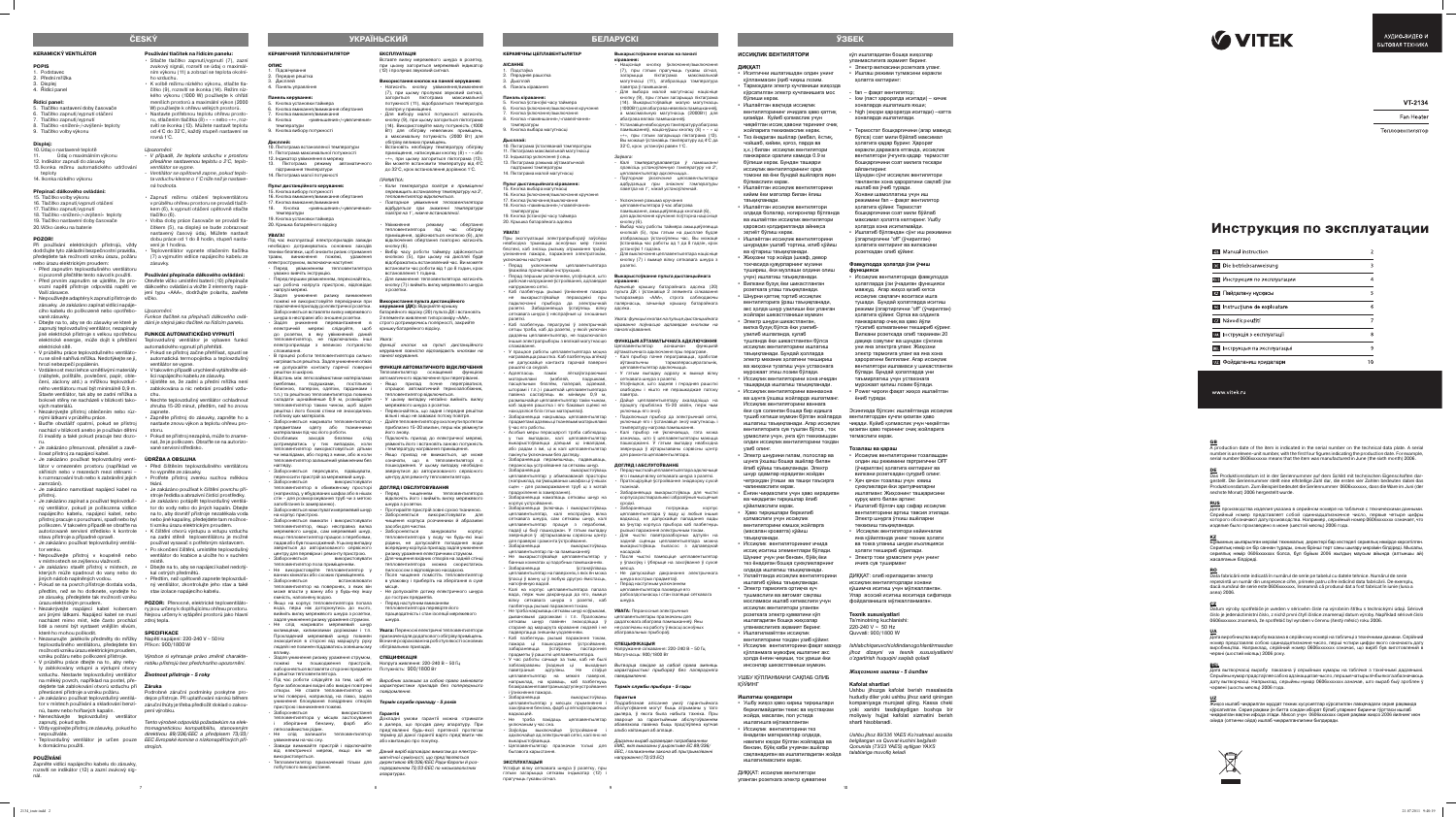# ČESKÝ

## KERAMICKÝ VENTILÁTOROVÝ OHŘÍVAČ

# УКРАЇНСЬКИЙ

## КЕРАМІЧНИЙ ТЕПЛОВЕНТИЛЯТОР

# БЕЛАРУСКІ

## КЕРАМІЧНЫ ЦЕПЛАВЕНТЫЛЯТАР

# O'ZBEK

## ISSIQLIK VENTILYATORI

---

**VITEK**

АУДИО-ВИДЕО И БЫТОВАЯ ТЕХНИКА

**VT-2134**

Fan Heater

Тепловентилятор

# Инструкция по эксплуатации

| | | |
|---|---|---|
| GB | Manual instruction | 2 |
| DE | Die Betriebsanleitung | 3 |
| RU | Инструкция по эксплуатации | 4 |
| KZ | Пайдалану нұсқасы | 5 |
| CZ | Návod k použití | 7 |
| UA | Інструкція з експлуатації | 8 |
| BY | Інструкцыя па эксплуатацыі | 9 |
| UZ | Foydalanish qoidalari | 10 |

www.vitek.ru